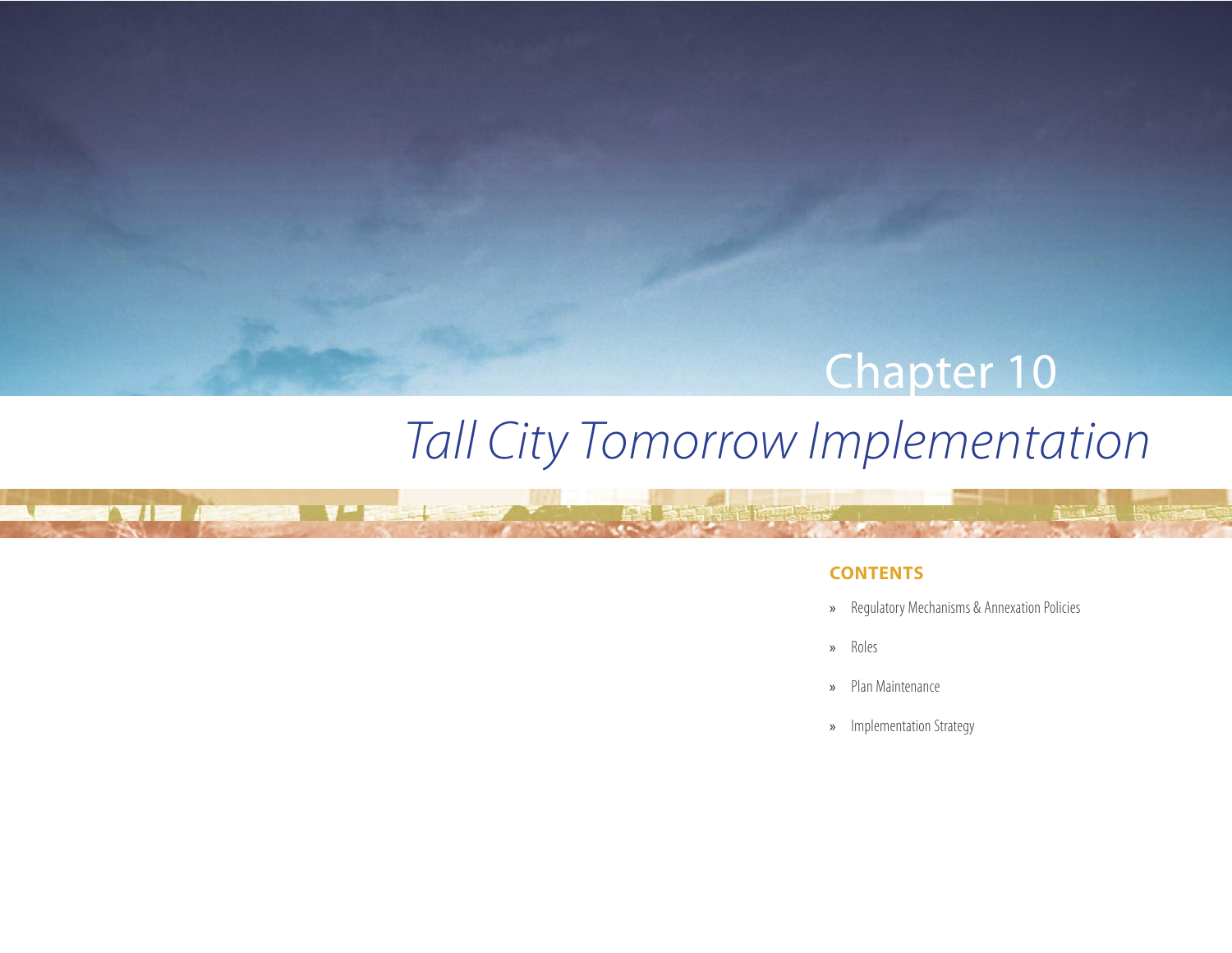# Chapter 10

## *Tall City Tomorrow Implementation*

**CONTENTS**

- Regulatory Mechanisms & Annexation Policies
- Roles
- Plan Maintenance
- Implementation Strategy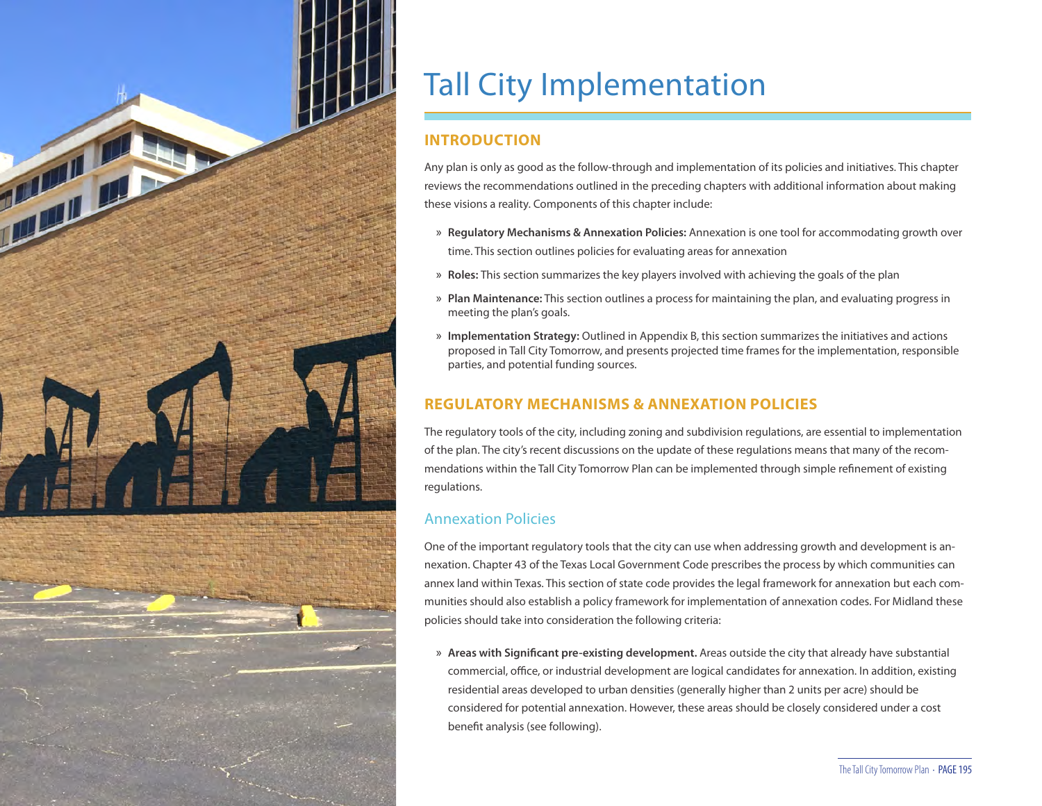# Tall City Implementation

## INTRODUCTION

Any plan is only as good as the follow-through and implementation of its policies and initiatives. This chapter reviews the recommendations outlined in the preceding chapters with additional information about making these visions a reality. Components of this chapter include:

- **Regulatory Mechanisms & Annexation Policies:** Annexation is one tool for accommodating growth over time. This section outlines policies for evaluating areas for annexation
- **Roles:** This section summarizes the key players involved with achieving the goals of the plan
- **Plan Maintenance:** This section outlines a process for maintaining the plan, and evaluating progress in meeting the plan's goals.
- **Implementation Strategy:** Outlined in Appendix B, this section summarizes the initiatives and actions proposed in Tall City Tomorrow, and presents projected time frames for the implementation, responsible parties, and potential funding sources.

## REGULATORY MECHANISMS & ANNEXATION POLICIES

The regulatory tools of the city, including zoning and subdivision regulations, are essential to implementation of the plan. The city's recent discussions on the update of these regulations means that many of the recommendations within the Tall City Tomorrow Plan can be implemented through simple refinement of existing regulations.

### Annexation Policies

One of the important regulatory tools that the city can use when addressing growth and development is annexation. Chapter 43 of the Texas Local Government Code prescribes the process by which communities can annex land within Texas. This section of state code provides the legal framework for annexation but each communities should also establish a policy framework for implementation of annexation codes. For Midland these policies should take into consideration the following criteria:

- **Areas with Significant pre-existing development.** Areas outside the city that already have substantial commercial, office, or industrial development are logical candidates for annexation. In addition, existing residential areas developed to urban densities (generally higher than 2 units per acre) should be considered for potential annexation. However, these areas should be closely considered under a cost benefit analysis (see following).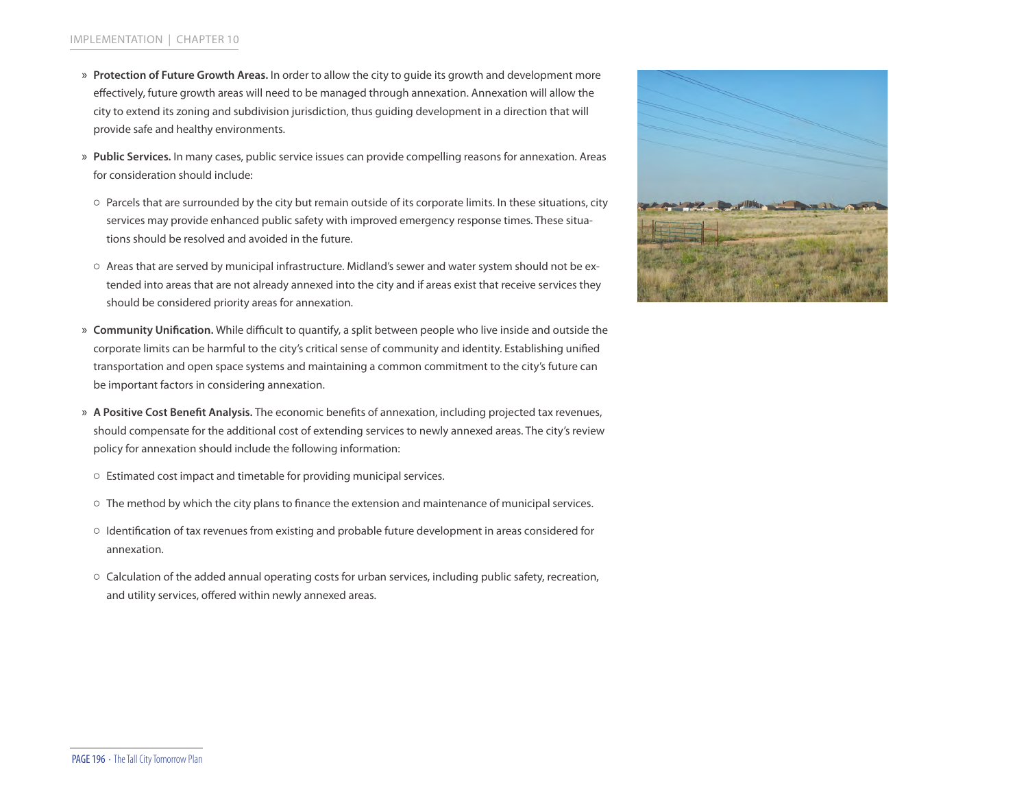- **Protection of Future Growth Areas.** In order to allow the city to guide its growth and development more effectively, future growth areas will need to be managed through annexation. Annexation will allow the city to extend its zoning and subdivision jurisdiction, thus guiding development in a direction that will provide safe and healthy environments.
- **Public Services.** In many cases, public service issues can provide compelling reasons for annexation. Areas for consideration should include:
  - Parcels that are surrounded by the city but remain outside of its corporate limits. In these situations, city services may provide enhanced public safety with improved emergency response times. These situations should be resolved and avoided in the future.
  - Areas that are served by municipal infrastructure. Midland's sewer and water system should not be extended into areas that are not already annexed into the city and if areas exist that receive services they should be considered priority areas for annexation.
- **Community Unification.** While difficult to quantify, a split between people who live inside and outside the corporate limits can be harmful to the city's critical sense of community and identity. Establishing unified transportation and open space systems and maintaining a common commitment to the city's future can be important factors in considering annexation.
- **A Positive Cost Benefit Analysis.** The economic benefits of annexation, including projected tax revenues, should compensate for the additional cost of extending services to newly annexed areas. The city's review policy for annexation should include the following information:
  - Estimated cost impact and timetable for providing municipal services.
  - The method by which the city plans to finance the extension and maintenance of municipal services.
  - Identification of tax revenues from existing and probable future development in areas considered for annexation.
  - Calculation of the added annual operating costs for urban services, including public safety, recreation, and utility services, offered within newly annexed areas.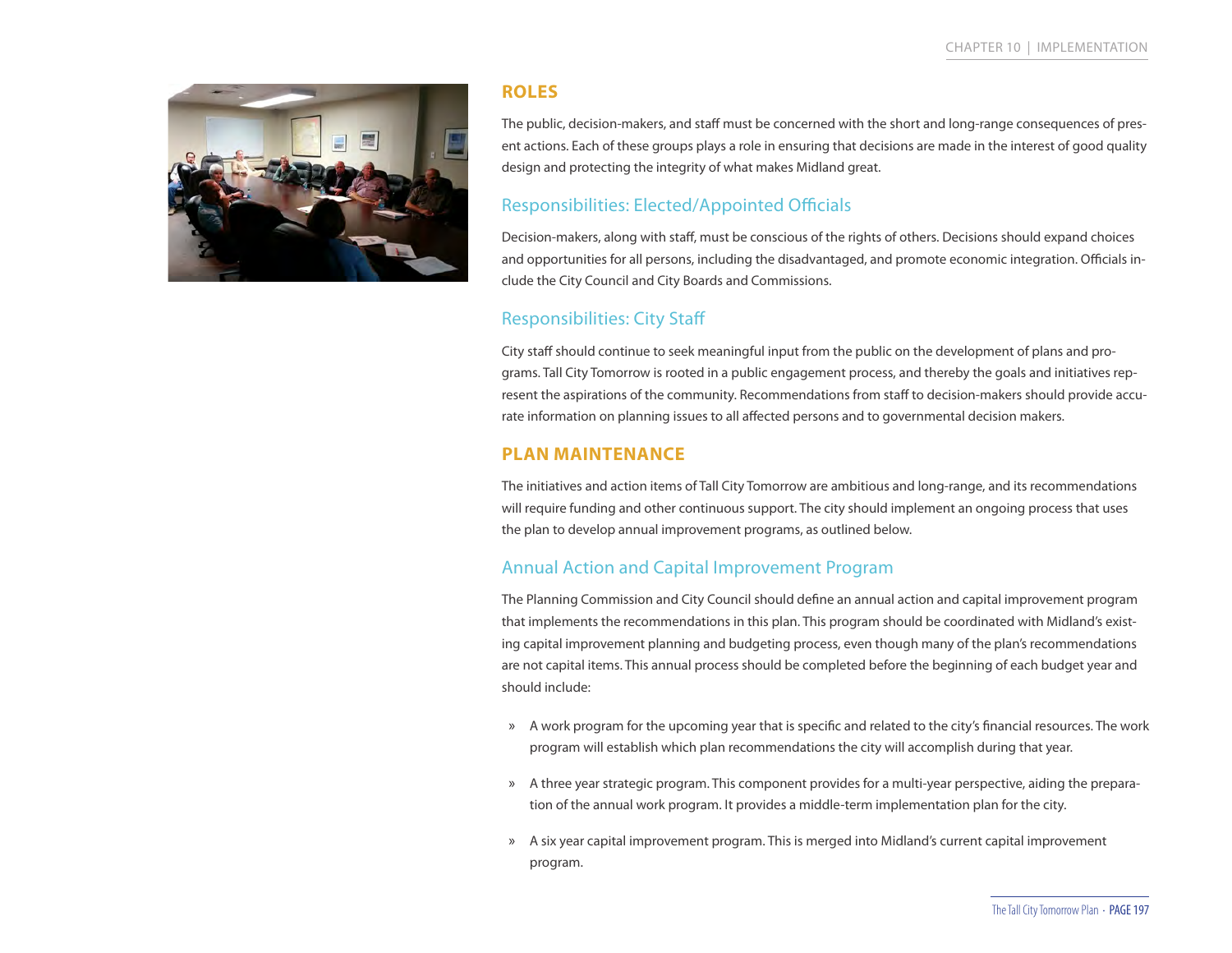## ROLES

The public, decision-makers, and staff must be concerned with the short and long-range consequences of present actions. Each of these groups plays a role in ensuring that decisions are made in the interest of good quality design and protecting the integrity of what makes Midland great.

### Responsibilities: Elected/Appointed Officials

Decision-makers, along with staff, must be conscious of the rights of others. Decisions should expand choices and opportunities for all persons, including the disadvantaged, and promote economic integration. Officials include the City Council and City Boards and Commissions.

### Responsibilities: City Staff

City staff should continue to seek meaningful input from the public on the development of plans and programs. Tall City Tomorrow is rooted in a public engagement process, and thereby the goals and initiatives represent the aspirations of the community. Recommendations from staff to decision-makers should provide accurate information on planning issues to all affected persons and to governmental decision makers.

## PLAN MAINTENANCE

The initiatives and action items of Tall City Tomorrow are ambitious and long-range, and its recommendations will require funding and other continuous support. The city should implement an ongoing process that uses the plan to develop annual improvement programs, as outlined below.

### Annual Action and Capital Improvement Program

The Planning Commission and City Council should define an annual action and capital improvement program that implements the recommendations in this plan. This program should be coordinated with Midland's existing capital improvement planning and budgeting process, even though many of the plan's recommendations are not capital items. This annual process should be completed before the beginning of each budget year and should include:

- A work program for the upcoming year that is specific and related to the city's financial resources. The work program will establish which plan recommendations the city will accomplish during that year.
- A three year strategic program. This component provides for a multi-year perspective, aiding the preparation of the annual work program. It provides a middle-term implementation plan for the city.
- A six year capital improvement program. This is merged into Midland's current capital improvement program.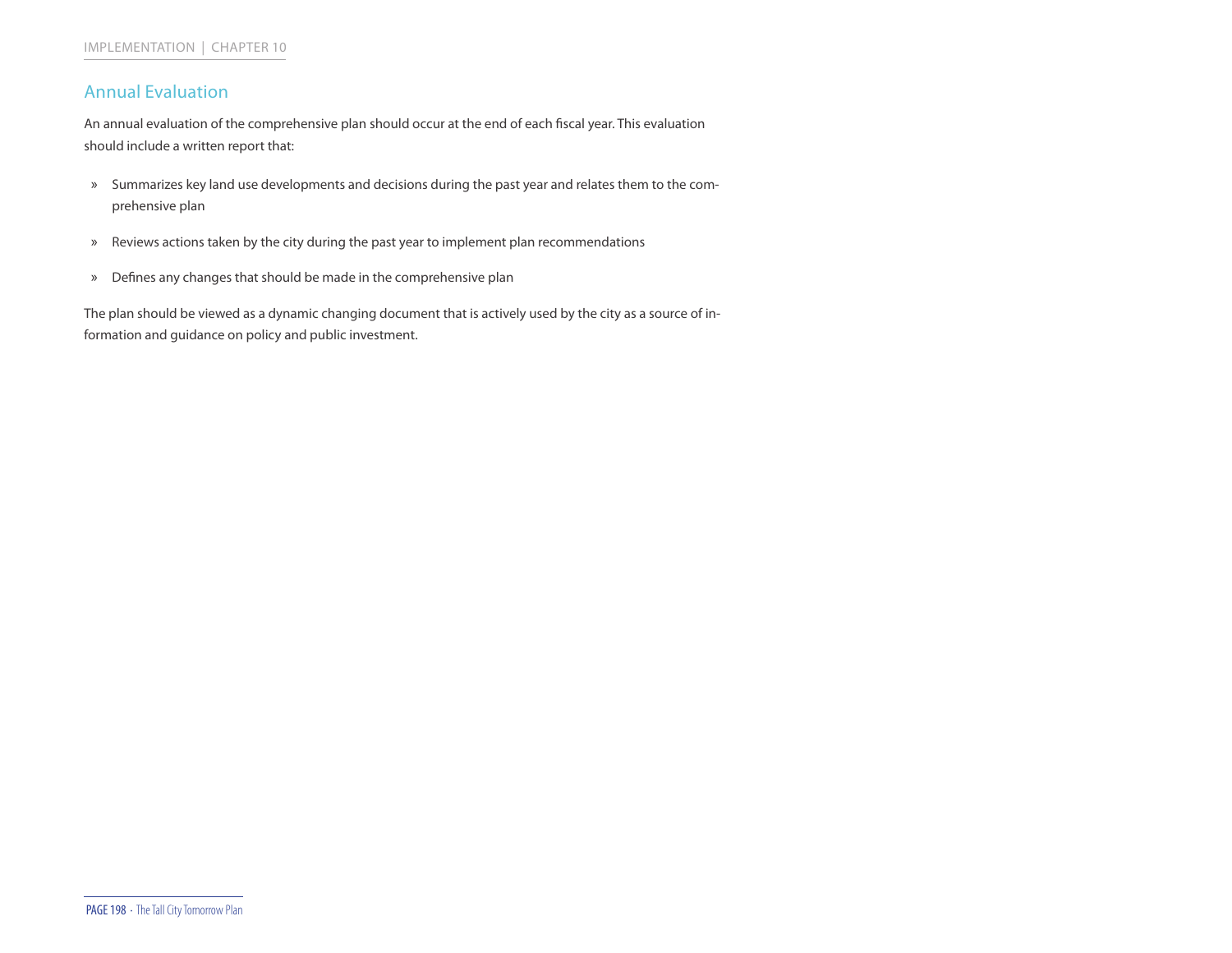## Annual Evaluation

An annual evaluation of the comprehensive plan should occur at the end of each fiscal year. This evaluation should include a written report that:

- Summarizes key land use developments and decisions during the past year and relates them to the comprehensive plan
- Reviews actions taken by the city during the past year to implement plan recommendations
- Defines any changes that should be made in the comprehensive plan

The plan should be viewed as a dynamic changing document that is actively used by the city as a source of information and guidance on policy and public investment.